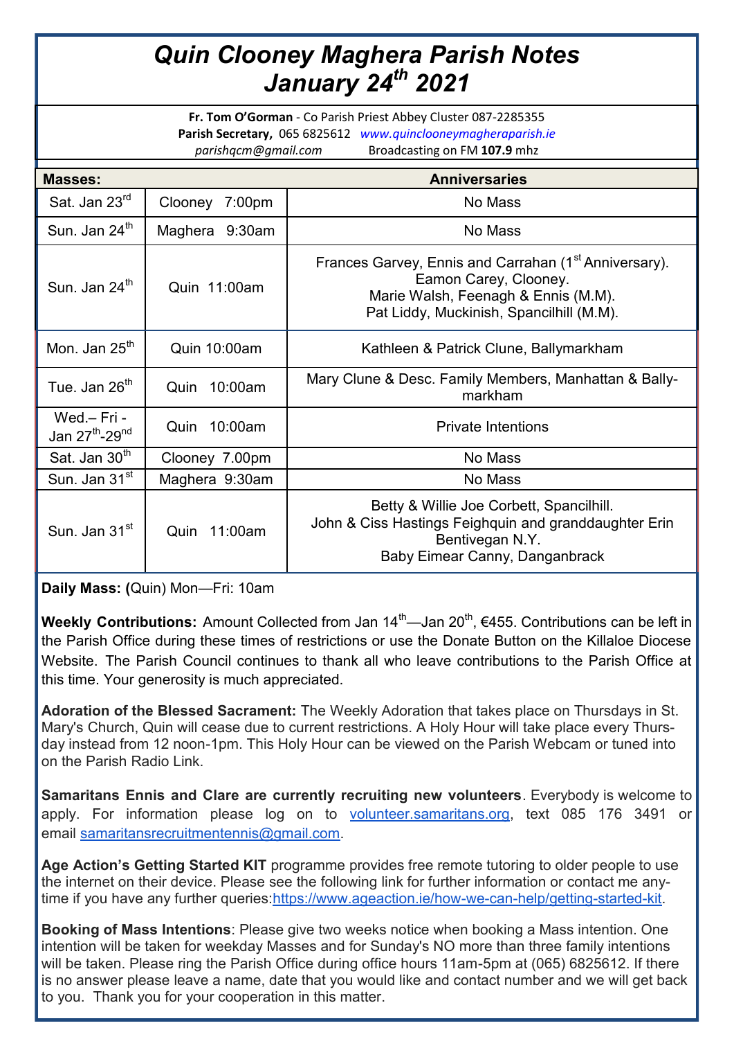# *Quin Clooney Maghera Parish Notes January 24th 2021*

**Fr. Tom O'Gorman** - Co Parish Priest Abbey Cluster 087-2285355
**Parish Secretary,** 065 6825612 *www.quinclooneymagheraparish.ie*
*parishqcm@gmail.com* Broadcasting on FM **107.9** mhz

| **Masses:** | | **Anniversaries** |
|---|---|---|
| Sat. Jan 23rd | Clooney 7:00pm | No Mass |
| Sun. Jan 24th | Maghera 9:30am | No Mass |
| Sun. Jan 24th | Quin 11:00am | Frances Garvey, Ennis and Carrahan (1st Anniversary). Eamon Carey, Clooney. Marie Walsh, Feenagh & Ennis (M.M). Pat Liddy, Muckinish, Spancilhill (M.M). |
| Mon. Jan 25th | Quin 10:00am | Kathleen & Patrick Clune, Ballymarkham |
| Tue. Jan 26th | Quin 10:00am | Mary Clune & Desc. Family Members, Manhattan & Ballymarkham |
| Wed.– Fri - Jan 27th-29nd | Quin 10:00am | Private Intentions |
| Sat. Jan 30th | Clooney 7.00pm | No Mass |
| Sun. Jan 31st | Maghera 9:30am | No Mass |
| Sun. Jan 31st | Quin 11:00am | Betty & Willie Joe Corbett, Spancilhill. John & Ciss Hastings Feighquin and granddaughter Erin Bentivegan N.Y. Baby Eimear Canny, Danganbrack |

**Daily Mass: (**Quin) Mon—Fri: 10am

**Weekly Contributions:** Amount Collected from Jan 14th—Jan 20th, €455. Contributions can be left in the Parish Office during these times of restrictions or use the Donate Button on the Killaloe Diocese Website. The Parish Council continues to thank all who leave contributions to the Parish Office at this time. Your generosity is much appreciated.

**Adoration of the Blessed Sacrament:** The Weekly Adoration that takes place on Thursdays in St. Mary's Church, Quin will cease due to current restrictions. A Holy Hour will take place every Thursday instead from 12 noon-1pm. This Holy Hour can be viewed on the Parish Webcam or tuned into on the Parish Radio Link.

**Samaritans Ennis and Clare are currently recruiting new volunteers**. Everybody is welcome to apply. For information please log on to volunteer.samaritans.org, text 085 176 3491 or email samaritansrecruitmentennis@gmail.com.

**Age Action's Getting Started KIT** programme provides free remote tutoring to older people to use the internet on their device. Please see the following link for further information or contact me anytime if you have any further queries:https://www.ageaction.ie/how-we-can-help/getting-started-kit.

**Booking of Mass Intentions**: Please give two weeks notice when booking a Mass intention. One intention will be taken for weekday Masses and for Sunday's NO more than three family intentions will be taken. Please ring the Parish Office during office hours 11am-5pm at (065) 6825612. If there is no answer please leave a name, date that you would like and contact number and we will get back to you. Thank you for your cooperation in this matter.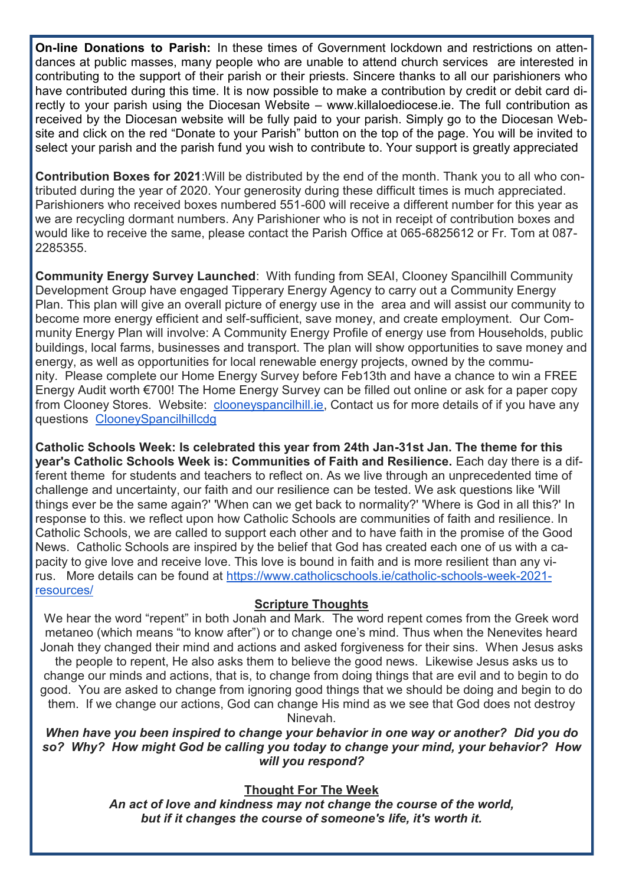**On-line Donations to Parish:** In these times of Government lockdown and restrictions on attendances at public masses, many people who are unable to attend church services are interested in contributing to the support of their parish or their priests. Sincere thanks to all our parishioners who have contributed during this time. It is now possible to make a contribution by credit or debit card directly to your parish using the Diocesan Website – www.killaloediocese.ie. The full contribution as received by the Diocesan website will be fully paid to your parish. Simply go to the Diocesan Website and click on the red "Donate to your Parish" button on the top of the page. You will be invited to select your parish and the parish fund you wish to contribute to. Your support is greatly appreciated

**Contribution Boxes for 2021**:Will be distributed by the end of the month. Thank you to all who contributed during the year of 2020. Your generosity during these difficult times is much appreciated. Parishioners who received boxes numbered 551-600 will receive a different number for this year as we are recycling dormant numbers. Any Parishioner who is not in receipt of contribution boxes and would like to receive the same, please contact the Parish Office at 065-6825612 or Fr. Tom at 087-2285355.

**Community Energy Survey Launched**: With funding from SEAI, Clooney Spancilhill Community Development Group have engaged Tipperary Energy Agency to carry out a Community Energy Plan. This plan will give an overall picture of energy use in the area and will assist our community to become more energy efficient and self-sufficient, save money, and create employment. Our Community Energy Plan will involve: A Community Energy Profile of energy use from Households, public buildings, local farms, businesses and transport. The plan will show opportunities to save money and energy, as well as opportunities for local renewable energy projects, owned by the community. Please complete our Home Energy Survey before Feb13th and have a chance to win a FREE Energy Audit worth €700! The Home Energy Survey can be filled out online or ask for a paper copy from Clooney Stores. Website: clooneyspancilhill.ie, Contact us for more details of if you have any questions ClooneySpancilhillcdg

**Catholic Schools Week: Is celebrated this year from 24th Jan-31st Jan. The theme for this year's Catholic Schools Week is: Communities of Faith and Resilience.** Each day there is a different theme for students and teachers to reflect on. As we live through an unprecedented time of challenge and uncertainty, our faith and our resilience can be tested. We ask questions like 'Will things ever be the same again?' 'When can we get back to normality?' 'Where is God in all this?' In response to this. we reflect upon how Catholic Schools are communities of faith and resilience. In Catholic Schools, we are called to support each other and to have faith in the promise of the Good News. Catholic Schools are inspired by the belief that God has created each one of us with a capacity to give love and receive love. This love is bound in faith and is more resilient than any virus. More details can be found at https://www.catholicschools.ie/catholic-schools-week-2021-resources/

## Scripture Thoughts

We hear the word "repent" in both Jonah and Mark. The word repent comes from the Greek word metaneo (which means "to know after") or to change one's mind. Thus when the Nenevites heard Jonah they changed their mind and actions and asked forgiveness for their sins. When Jesus asks the people to repent, He also asks them to believe the good news. Likewise Jesus asks us to change our minds and actions, that is, to change from doing things that are evil and to begin to do good. You are asked to change from ignoring good things that we should be doing and begin to do them. If we change our actions, God can change His mind as we see that God does not destroy Ninevah.

***When have you been inspired to change your behavior in one way or another? Did you do so? Why? How might God be calling you today to change your mind, your behavior? How will you respond?***

## Thought For The Week

***An act of love and kindness may not change the course of the world, but if it changes the course of someone's life, it's worth it.***